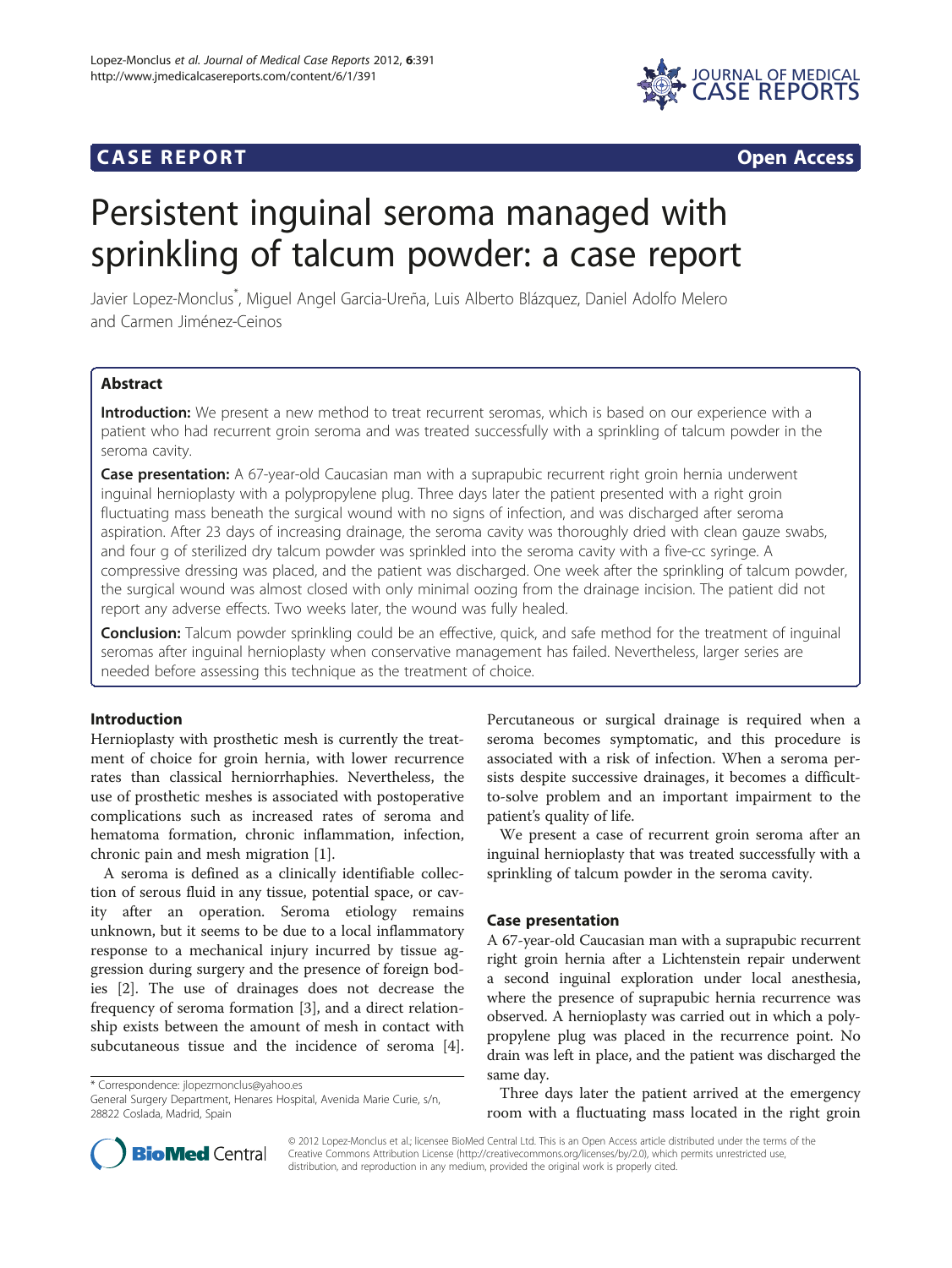**CASE REPORT** **Open Access**

# Persistent inguinal seroma managed with sprinkling of talcum powder: a case report

Javier Lopez-Monclus*, Miguel Angel Garcia-Ureña, Luis Alberto Blázquez, Daniel Adolfo Melero and Carmen Jiménez-Ceinos

## Abstract

**Introduction:** We present a new method to treat recurrent seromas, which is based on our experience with a patient who had recurrent groin seroma and was treated successfully with a sprinkling of talcum powder in the seroma cavity.

**Case presentation:** A 67-year-old Caucasian man with a suprapubic recurrent right groin hernia underwent inguinal hernioplasty with a polypropylene plug. Three days later the patient presented with a right groin fluctuating mass beneath the surgical wound with no signs of infection, and was discharged after seroma aspiration. After 23 days of increasing drainage, the seroma cavity was thoroughly dried with clean gauze swabs, and four g of sterilized dry talcum powder was sprinkled into the seroma cavity with a five-cc syringe. A compressive dressing was placed, and the patient was discharged. One week after the sprinkling of talcum powder, the surgical wound was almost closed with only minimal oozing from the drainage incision. The patient did not report any adverse effects. Two weeks later, the wound was fully healed.

**Conclusion:** Talcum powder sprinkling could be an effective, quick, and safe method for the treatment of inguinal seromas after inguinal hernioplasty when conservative management has failed. Nevertheless, larger series are needed before assessing this technique as the treatment of choice.

## Introduction

Hernioplasty with prosthetic mesh is currently the treatment of choice for groin hernia, with lower recurrence rates than classical herniorrhaphies. Nevertheless, the use of prosthetic meshes is associated with postoperative complications such as increased rates of seroma and hematoma formation, chronic inflammation, infection, chronic pain and mesh migration [1].

A seroma is defined as a clinically identifiable collection of serous fluid in any tissue, potential space, or cavity after an operation. Seroma etiology remains unknown, but it seems to be due to a local inflammatory response to a mechanical injury incurred by tissue aggression during surgery and the presence of foreign bodies [2]. The use of drainages does not decrease the frequency of seroma formation [3], and a direct relationship exists between the amount of mesh in contact with subcutaneous tissue and the incidence of seroma [4]. Percutaneous or surgical drainage is required when a seroma becomes symptomatic, and this procedure is associated with a risk of infection. When a seroma persists despite successive drainages, it becomes a difficult-to-solve problem and an important impairment to the patient's quality of life.

We present a case of recurrent groin seroma after an inguinal hernioplasty that was treated successfully with a sprinkling of talcum powder in the seroma cavity.

## Case presentation

A 67-year-old Caucasian man with a suprapubic recurrent right groin hernia after a Lichtenstein repair underwent a second inguinal exploration under local anesthesia, where the presence of suprapubic hernia recurrence was observed. A hernioplasty was carried out in which a polypropylene plug was placed in the recurrence point. No drain was left in place, and the patient was discharged the same day.

Three days later the patient arrived at the emergency room with a fluctuating mass located in the right groin

* Correspondence: jlopezmonclus@yahoo.es
General Surgery Department, Henares Hospital, Avenida Marie Curie, s/n, 28822 Coslada, Madrid, Spain

© 2012 Lopez-Monclus et al.; licensee BioMed Central Ltd. This is an Open Access article distributed under the terms of the Creative Commons Attribution License (http://creativecommons.org/licenses/by/2.0), which permits unrestricted use, distribution, and reproduction in any medium, provided the original work is properly cited.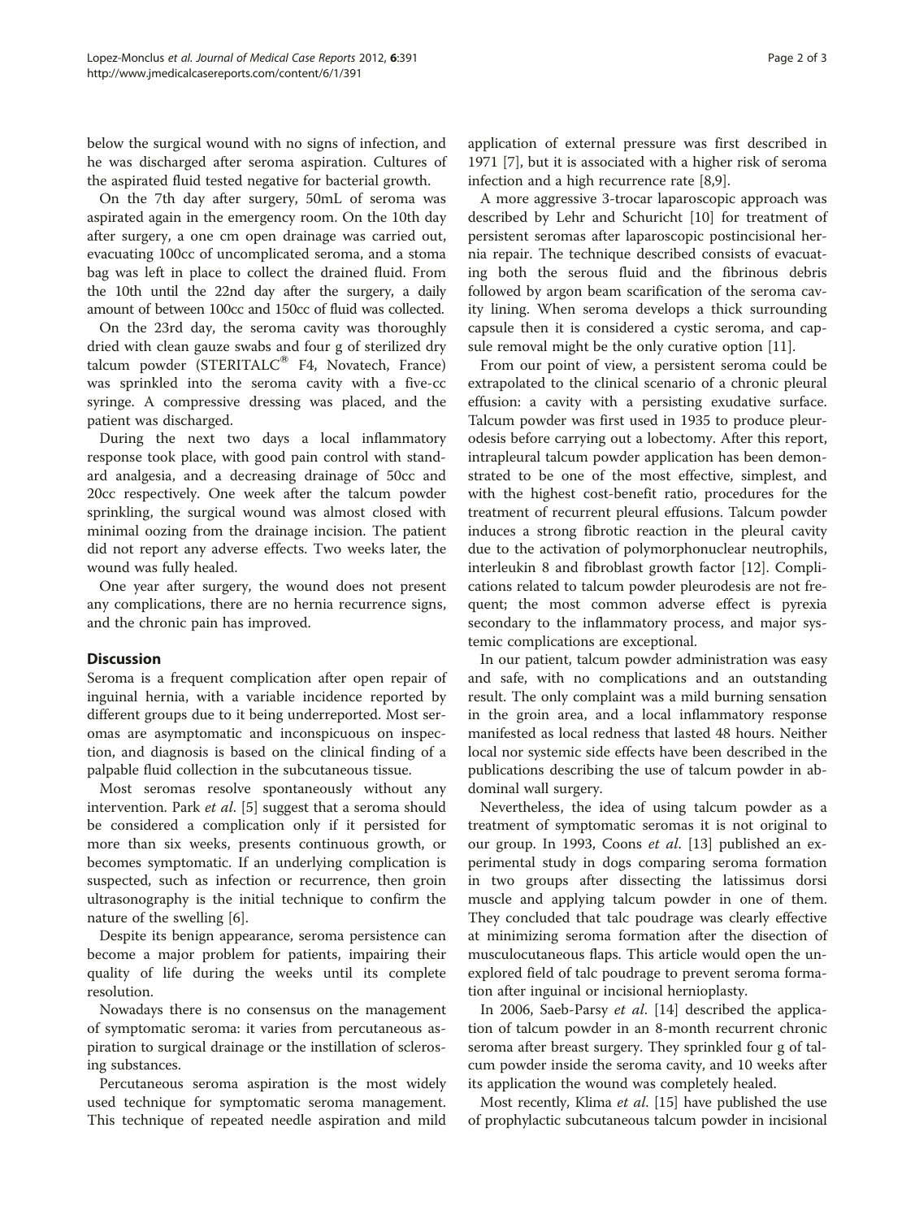below the surgical wound with no signs of infection, and he was discharged after seroma aspiration. Cultures of the aspirated fluid tested negative for bacterial growth.

On the 7th day after surgery, 50mL of seroma was aspirated again in the emergency room. On the 10th day after surgery, a one cm open drainage was carried out, evacuating 100cc of uncomplicated seroma, and a stoma bag was left in place to collect the drained fluid. From the 10th until the 22nd day after the surgery, a daily amount of between 100cc and 150cc of fluid was collected.

On the 23rd day, the seroma cavity was thoroughly dried with clean gauze swabs and four g of sterilized dry talcum powder (STERITALC® F4, Novatech, France) was sprinkled into the seroma cavity with a five-cc syringe. A compressive dressing was placed, and the patient was discharged.

During the next two days a local inflammatory response took place, with good pain control with standard analgesia, and a decreasing drainage of 50cc and 20cc respectively. One week after the talcum powder sprinkling, the surgical wound was almost closed with minimal oozing from the drainage incision. The patient did not report any adverse effects. Two weeks later, the wound was fully healed.

One year after surgery, the wound does not present any complications, there are no hernia recurrence signs, and the chronic pain has improved.

## Discussion

Seroma is a frequent complication after open repair of inguinal hernia, with a variable incidence reported by different groups due to it being underreported. Most seromas are asymptomatic and inconspicuous on inspection, and diagnosis is based on the clinical finding of a palpable fluid collection in the subcutaneous tissue.

Most seromas resolve spontaneously without any intervention. Park *et al*. [5] suggest that a seroma should be considered a complication only if it persisted for more than six weeks, presents continuous growth, or becomes symptomatic. If an underlying complication is suspected, such as infection or recurrence, then groin ultrasonography is the initial technique to confirm the nature of the swelling [6].

Despite its benign appearance, seroma persistence can become a major problem for patients, impairing their quality of life during the weeks until its complete resolution.

Nowadays there is no consensus on the management of symptomatic seroma: it varies from percutaneous aspiration to surgical drainage or the instillation of sclerosing substances.

Percutaneous seroma aspiration is the most widely used technique for symptomatic seroma management. This technique of repeated needle aspiration and mild application of external pressure was first described in 1971 [7], but it is associated with a higher risk of seroma infection and a high recurrence rate [8,9].

A more aggressive 3-trocar laparoscopic approach was described by Lehr and Schuricht [10] for treatment of persistent seromas after laparoscopic postincisional hernia repair. The technique described consists of evacuating both the serous fluid and the fibrinous debris followed by argon beam scarification of the seroma cavity lining. When seroma develops a thick surrounding capsule then it is considered a cystic seroma, and capsule removal might be the only curative option [11].

From our point of view, a persistent seroma could be extrapolated to the clinical scenario of a chronic pleural effusion: a cavity with a persisting exudative surface. Talcum powder was first used in 1935 to produce pleurodesis before carrying out a lobectomy. After this report, intrapleural talcum powder application has been demonstrated to be one of the most effective, simplest, and with the highest cost-benefit ratio, procedures for the treatment of recurrent pleural effusions. Talcum powder induces a strong fibrotic reaction in the pleural cavity due to the activation of polymorphonuclear neutrophils, interleukin 8 and fibroblast growth factor [12]. Complications related to talcum powder pleurodesis are not frequent; the most common adverse effect is pyrexia secondary to the inflammatory process, and major systemic complications are exceptional.

In our patient, talcum powder administration was easy and safe, with no complications and an outstanding result. The only complaint was a mild burning sensation in the groin area, and a local inflammatory response manifested as local redness that lasted 48 hours. Neither local nor systemic side effects have been described in the publications describing the use of talcum powder in abdominal wall surgery.

Nevertheless, the idea of using talcum powder as a treatment of symptomatic seromas it is not original to our group. In 1993, Coons *et al*. [13] published an experimental study in dogs comparing seroma formation in two groups after dissecting the latissimus dorsi muscle and applying talcum powder in one of them. They concluded that talc poudrage was clearly effective at minimizing seroma formation after the disection of musculocutaneous flaps. This article would open the unexplored field of talc poudrage to prevent seroma formation after inguinal or incisional hernioplasty.

In 2006, Saeb-Parsy *et al*. [14] described the application of talcum powder in an 8-month recurrent chronic seroma after breast surgery. They sprinkled four g of talcum powder inside the seroma cavity, and 10 weeks after its application the wound was completely healed.

Most recently, Klima *et al*. [15] have published the use of prophylactic subcutaneous talcum powder in incisional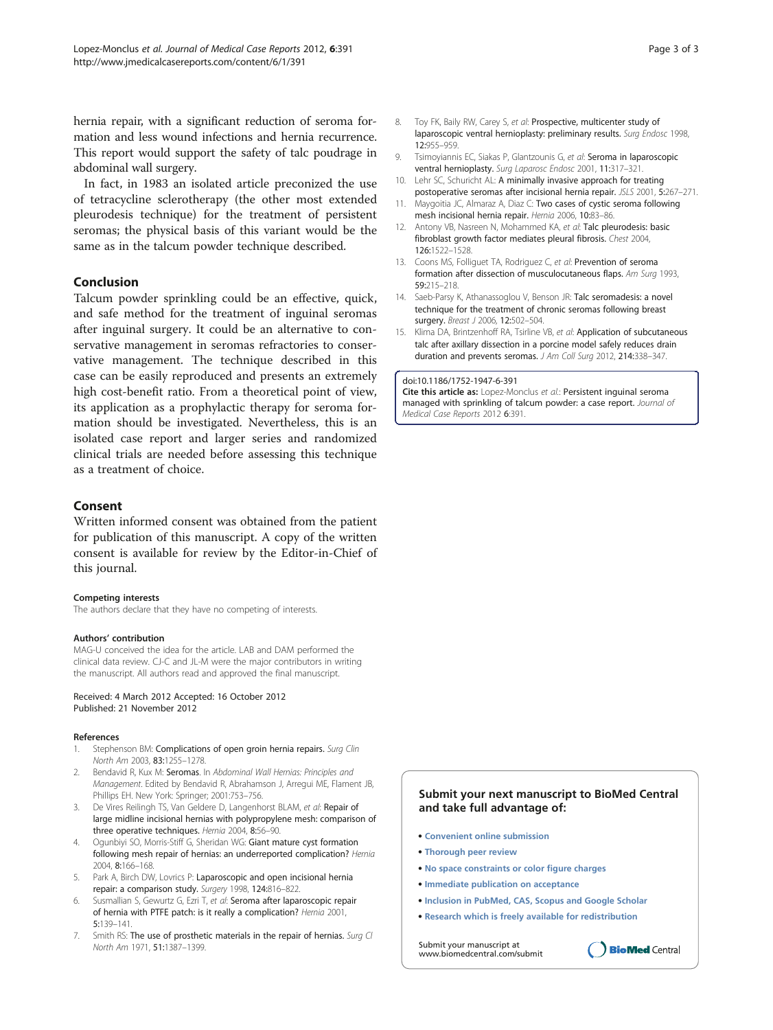hernia repair, with a significant reduction of seroma formation and less wound infections and hernia recurrence. This report would support the safety of talc poudrage in abdominal wall surgery.

In fact, in 1983 an isolated article preconized the use of tetracycline sclerotherapy (the other most extended pleurodesis technique) for the treatment of persistent seromas; the physical basis of this variant would be the same as in the talcum powder technique described.

## Conclusion

Talcum powder sprinkling could be an effective, quick, and safe method for the treatment of inguinal seromas after inguinal surgery. It could be an alternative to conservative management in seromas refractories to conservative management. The technique described in this case can be easily reproduced and presents an extremely high cost-benefit ratio. From a theoretical point of view, its application as a prophylactic therapy for seroma formation should be investigated. Nevertheless, this is an isolated case report and larger series and randomized clinical trials are needed before assessing this technique as a treatment of choice.

## Consent

Written informed consent was obtained from the patient for publication of this manuscript. A copy of the written consent is available for review by the Editor-in-Chief of this journal.

#### Competing interests

The authors declare that they have no competing of interests.

#### Authors' contribution

MAG-U conceived the idea for the article. LAB and DAM performed the clinical data review. CJ-C and JL-M were the major contributors in writing the manuscript. All authors read and approved the final manuscript.

Received: 4 March 2012 Accepted: 16 October 2012
Published: 21 November 2012

#### References

1. Stephenson BM: **Complications of open groin hernia repairs.** *Surg Clin North Am* 2003, **83:**1255–1278.
2. Bendavid R, Kux M: **Seromas**. In *Abdominal Wall Hernias: Principles and Management*. Edited by Bendavid R, Abrahamson J, Arregui ME, Flament JB, Phillips EH. New York: Springer; 2001:753–756.
3. De Vires Reilingh TS, Van Geldere D, Langenhorst BLAM, *et al*: **Repair of large midline incisional hernias with polypropylene mesh: comparison of three operative techniques.** *Hernia* 2004, **8:**56–90.
4. Ogunbiyi SO, Morris-Stiff G, Sheridan WG: **Giant mature cyst formation following mesh repair of hernias: an underreported complication?** *Hernia* 2004, **8:**166–168.
5. Park A, Birch DW, Lovrics P: **Laparoscopic and open incisional hernia repair: a comparison study.** *Surgery* 1998, **124:**816–822.
6. Susmallian S, Gewurtz G, Ezri T, *et al*: **Seroma after laparoscopic repair of hernia with PTFE patch: is it really a complication?** *Hernia* 2001, **5:**139–141.
7. Smith RS: **The use of prosthetic materials in the repair of hernias.** *Surg Cl North Am* 1971, **51:**1387–1399.
8. Toy FK, Baily RW, Carey S, *et al*: **Prospective, multicenter study of laparoscopic ventral hernioplasty: preliminary results.** *Surg Endosc* 1998, **12:**955–959.
9. Tsimoyiannis EC, Siakas P, Glantzounis G, *et al*: **Seroma in laparoscopic ventral hernioplasty.** *Surg Laparosc Endosc* 2001, **11:**317–321.
10. Lehr SC, Schuricht AL: **A minimally invasive approach for treating postoperative seromas after incisional hernia repair.** *JSLS* 2001, **5:**267–271.
11. Maygoitia JC, Almaraz A, Diaz C: **Two cases of cystic seroma following mesh incisional hernia repair.** *Hernia* 2006, **10:**83–86.
12. Antony VB, Nasreen N, Mohammed KA, *et al*: **Talc pleurodesis: basic fibroblast growth factor mediates pleural fibrosis.** *Chest* 2004, **126:**1522–1528.
13. Coons MS, Folliguet TA, Rodriguez C, *et al*: **Prevention of seroma formation after dissection of musculocutaneous flaps.** *Am Surg* 1993, **59:**215–218.
14. Saeb-Parsy K, Athanassoglou V, Benson JR: **Talc seromadesis: a novel technique for the treatment of chronic seromas following breast surgery.** *Breast J* 2006, **12:**502–504.
15. Klima DA, Brintzenhoff RA, Tsirline VB, *et al*: **Application of subcutaneous talc after axillary dissection in a porcine model safely reduces drain duration and prevents seromas.** *J Am Coll Surg* 2012, **214:**338–347.

doi:10.1186/1752-1947-6-391
**Cite this article as:** Lopez-Monclus *et al.*: Persistent inguinal seroma managed with sprinkling of talcum powder: a case report. *Journal of Medical Case Reports* 2012 **6**:391.

**Submit your next manuscript to BioMed Central and take full advantage of:**

- **Convenient online submission**
- **Thorough peer review**
- **No space constraints or color figure charges**
- **Immediate publication on acceptance**
- **Inclusion in PubMed, CAS, Scopus and Google Scholar**
- **Research which is freely available for redistribution**

Submit your manuscript at
www.biomedcentral.com/submit

BioMed Central